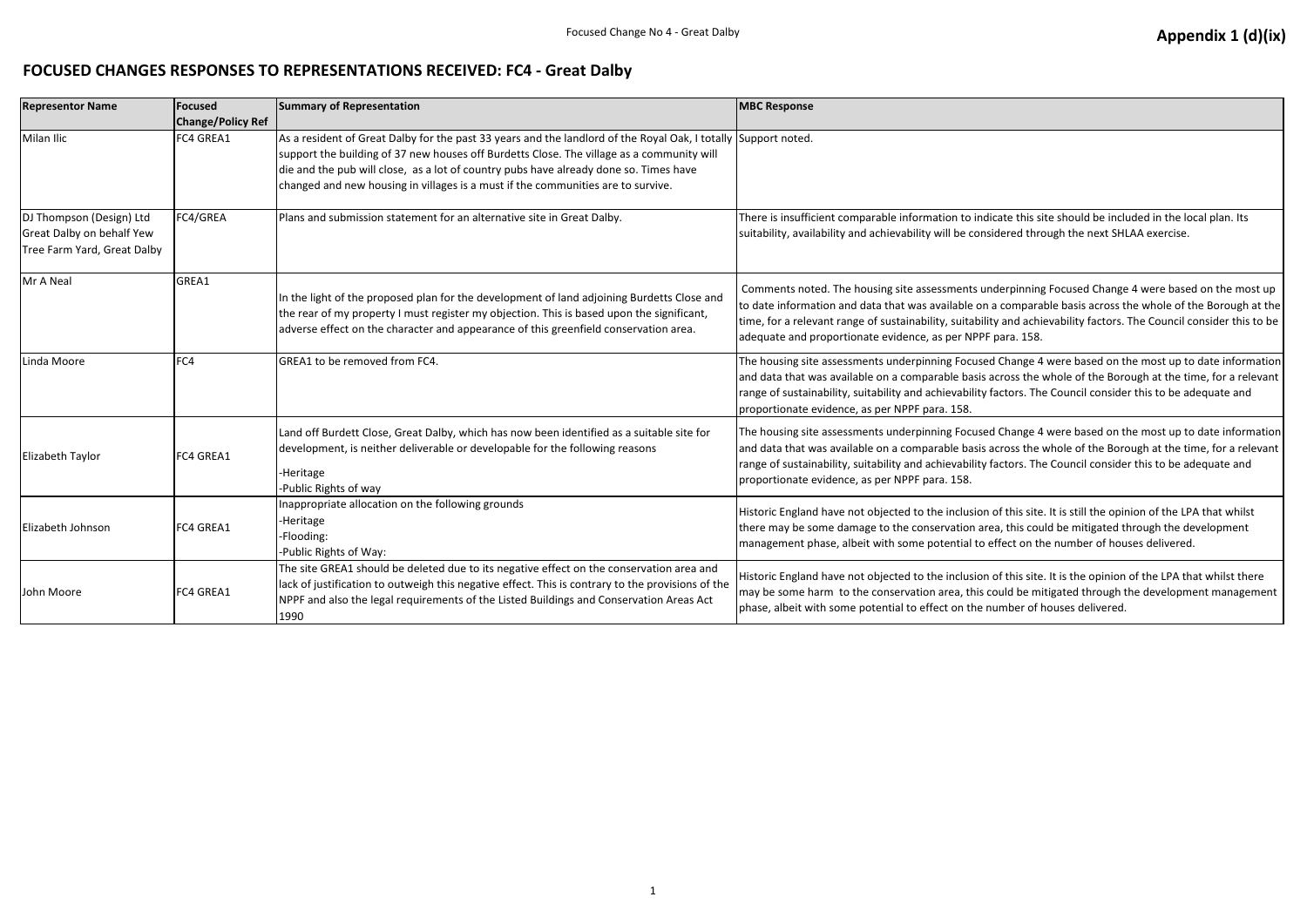**Appendix 1 (d)(ix)**

# FOCUSED CHANGES RESPONSES TO REPRESENTATIONS RECEIVED: FC4 - Great Dalby

| Representor Name | Focused Change/Policy Ref | Summary of Representation | MBC Response |
|---|---|---|---|
| Milan Ilic | FC4 GREA1 | As a resident of Great Dalby for the past 33 years and the landlord of the Royal Oak, I totally support the building of 37 new houses off Burdetts Close. The village as a community will die and the pub will close, as a lot of country pubs have already done so. Times have changed and new housing in villages is a must if the communities are to survive. | Support noted. |
| DJ Thompson (Design) Ltd Great Dalby on behalf Yew Tree Farm Yard, Great Dalby | FC4/GREA | Plans and submission statement for an alternative site in Great Dalby. | There is insufficient comparable information to indicate this site should be included in the local plan. Its suitability, availability and achievability will be considered through the next SHLAA exercise. |
| Mr A Neal | GREA1 | In the light of the proposed plan for the development of land adjoining Burdetts Close and the rear of my property I must register my objection. This is based upon the significant, adverse effect on the character and appearance of this greenfield conservation area. | Comments noted. The housing site assessments underpinning Focused Change 4 were based on the most up to date information and data that was available on a comparable basis across the whole of the Borough at the time, for a relevant range of sustainability, suitability and achievability factors. The Council consider this to be adequate and proportionate evidence, as per NPPF para. 158. |
| Linda Moore | FC4 | GREA1 to be removed from FC4. | The housing site assessments underpinning Focused Change 4 were based on the most up to date information and data that was available on a comparable basis across the whole of the Borough at the time, for a relevant range of sustainability, suitability and achievability factors. The Council consider this to be adequate and proportionate evidence, as per NPPF para. 158. |
| Elizabeth Taylor | FC4 GREA1 | Land off Burdett Close, Great Dalby, which has now been identified as a suitable site for development, is neither deliverable or developable for the following reasons<br>-Heritage<br>-Public Rights of way | The housing site assessments underpinning Focused Change 4 were based on the most up to date information and data that was available on a comparable basis across the whole of the Borough at the time, for a relevant range of sustainability, suitability and achievability factors. The Council consider this to be adequate and proportionate evidence, as per NPPF para. 158. |
| Elizabeth Johnson | FC4 GREA1 | Inappropriate allocation on the following grounds<br>-Heritage<br>-Flooding:<br>-Public Rights of Way: | Historic England have not objected to the inclusion of this site. It is still the opinion of the LPA that whilst there may be some damage to the conservation area, this could be mitigated through the development management phase, albeit with some potential to effect on the number of houses delivered. |
| John Moore | FC4 GREA1 | The site GREA1 should be deleted due to its negative effect on the conservation area and lack of justification to outweigh this negative effect. This is contrary to the provisions of the NPPF and also the legal requirements of the Listed Buildings and Conservation Areas Act 1990 | Historic England have not objected to the inclusion of this site. It is the opinion of the LPA that whilst there may be some harm to the conservation area, this could be mitigated through the development management phase, albeit with some potential to effect on the number of houses delivered. |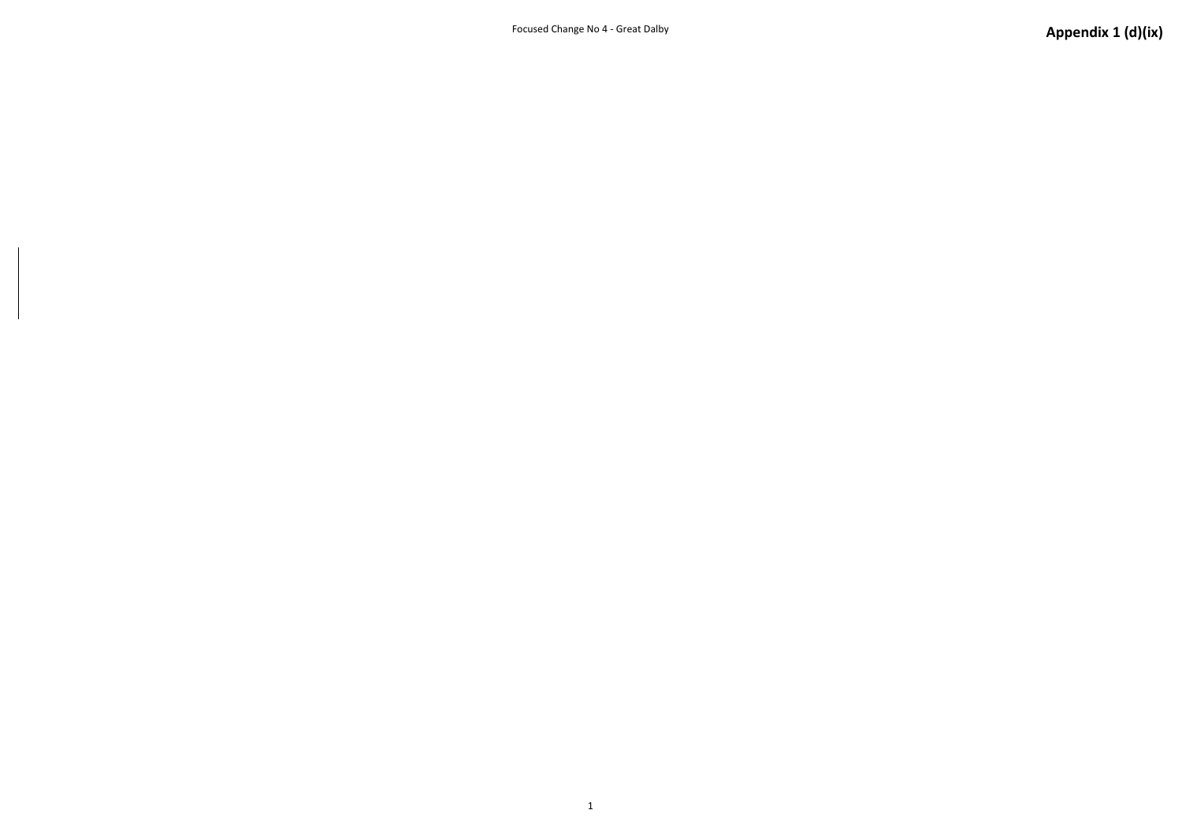**Appendix 1 (d)(ix)**